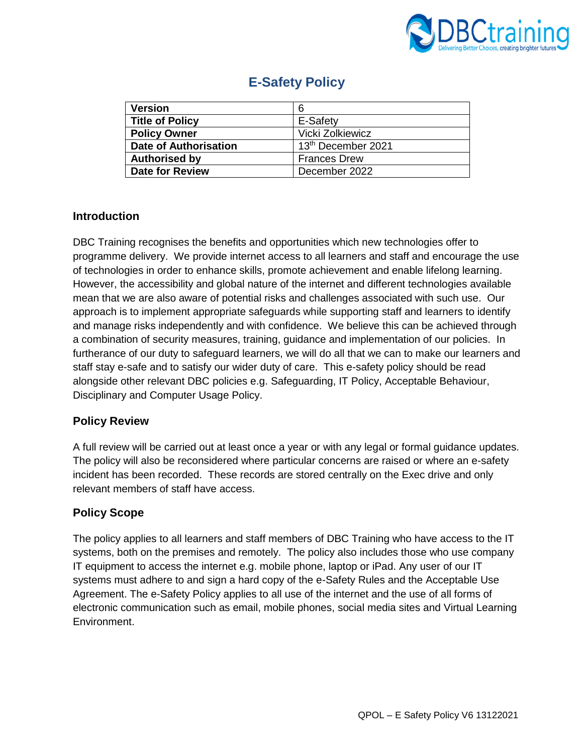# E-Safety Policy

| Version | 6 |
| --- | --- |
| **Title of Policy** | E-Safety |
| **Policy Owner** | Vicki Zolkiewicz |
| **Date of Authorisation** | 13th December 2021 |
| **Authorised by** | Frances Drew |
| **Date for Review** | December 2022 |

## Introduction

DBC Training recognises the benefits and opportunities which new technologies offer to programme delivery. We provide internet access to all learners and staff and encourage the use of technologies in order to enhance skills, promote achievement and enable lifelong learning. However, the accessibility and global nature of the internet and different technologies available mean that we are also aware of potential risks and challenges associated with such use. Our approach is to implement appropriate safeguards while supporting staff and learners to identify and manage risks independently and with confidence. We believe this can be achieved through a combination of security measures, training, guidance and implementation of our policies. In furtherance of our duty to safeguard learners, we will do all that we can to make our learners and staff stay e-safe and to satisfy our wider duty of care. This e-safety policy should be read alongside other relevant DBC policies e.g. Safeguarding, IT Policy, Acceptable Behaviour, Disciplinary and Computer Usage Policy.

## Policy Review

A full review will be carried out at least once a year or with any legal or formal guidance updates. The policy will also be reconsidered where particular concerns are raised or where an e-safety incident has been recorded. These records are stored centrally on the Exec drive and only relevant members of staff have access.

## Policy Scope

The policy applies to all learners and staff members of DBC Training who have access to the IT systems, both on the premises and remotely. The policy also includes those who use company IT equipment to access the internet e.g. mobile phone, laptop or iPad. Any user of our IT systems must adhere to and sign a hard copy of the e-Safety Rules and the Acceptable Use Agreement. The e-Safety Policy applies to all use of the internet and the use of all forms of electronic communication such as email, mobile phones, social media sites and Virtual Learning Environment.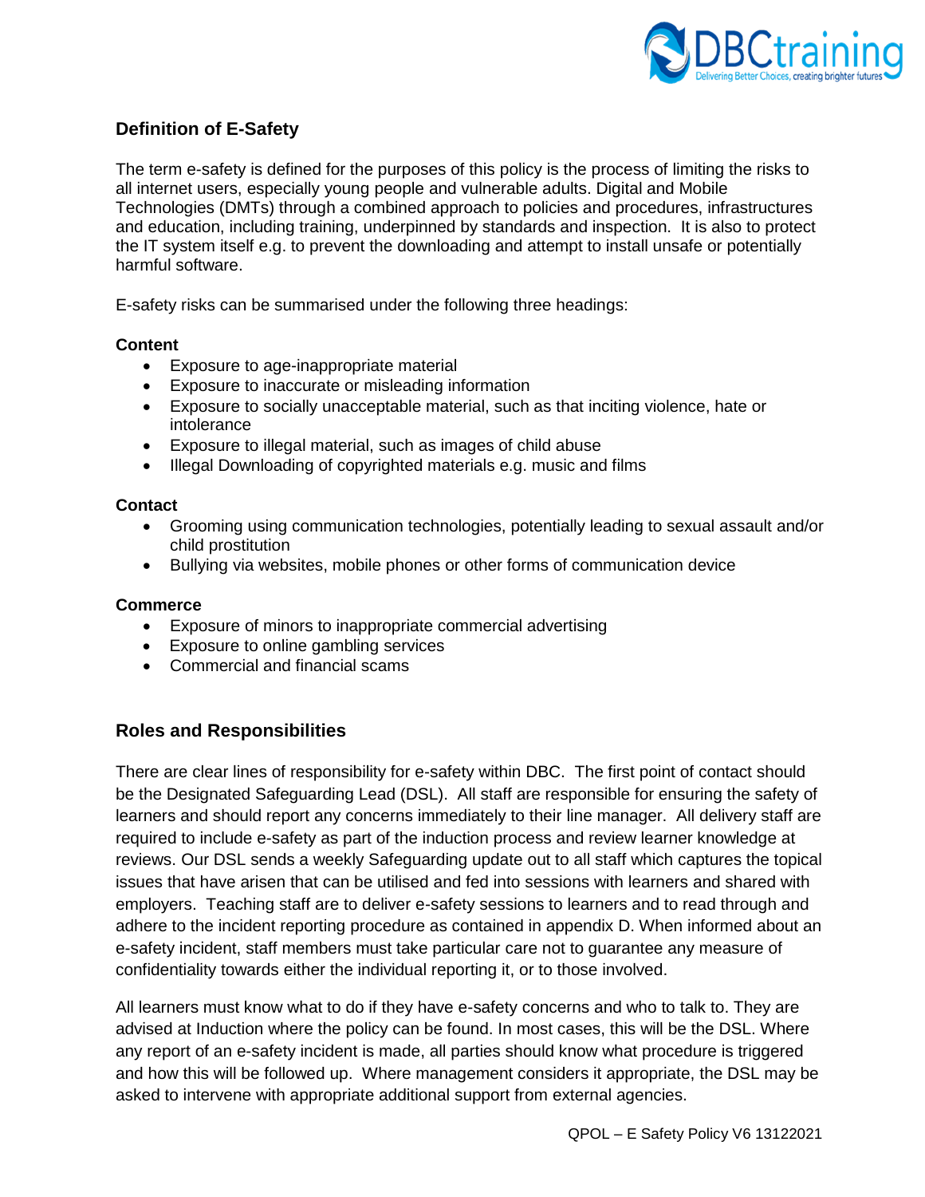## Definition of E-Safety

The term e-safety is defined for the purposes of this policy is the process of limiting the risks to all internet users, especially young people and vulnerable adults. Digital and Mobile Technologies (DMTs) through a combined approach to policies and procedures, infrastructures and education, including training, underpinned by standards and inspection. It is also to protect the IT system itself e.g. to prevent the downloading and attempt to install unsafe or potentially harmful software.

E-safety risks can be summarised under the following three headings:

**Content**

- Exposure to age-inappropriate material
- Exposure to inaccurate or misleading information
- Exposure to socially unacceptable material, such as that inciting violence, hate or intolerance
- Exposure to illegal material, such as images of child abuse
- Illegal Downloading of copyrighted materials e.g. music and films

**Contact**

- Grooming using communication technologies, potentially leading to sexual assault and/or child prostitution
- Bullying via websites, mobile phones or other forms of communication device

**Commerce**

- Exposure of minors to inappropriate commercial advertising
- Exposure to online gambling services
- Commercial and financial scams

## Roles and Responsibilities

There are clear lines of responsibility for e-safety within DBC. The first point of contact should be the Designated Safeguarding Lead (DSL). All staff are responsible for ensuring the safety of learners and should report any concerns immediately to their line manager. All delivery staff are required to include e-safety as part of the induction process and review learner knowledge at reviews. Our DSL sends a weekly Safeguarding update out to all staff which captures the topical issues that have arisen that can be utilised and fed into sessions with learners and shared with employers. Teaching staff are to deliver e-safety sessions to learners and to read through and adhere to the incident reporting procedure as contained in appendix D. When informed about an e-safety incident, staff members must take particular care not to guarantee any measure of confidentiality towards either the individual reporting it, or to those involved.

All learners must know what to do if they have e-safety concerns and who to talk to. They are advised at Induction where the policy can be found. In most cases, this will be the DSL. Where any report of an e-safety incident is made, all parties should know what procedure is triggered and how this will be followed up. Where management considers it appropriate, the DSL may be asked to intervene with appropriate additional support from external agencies.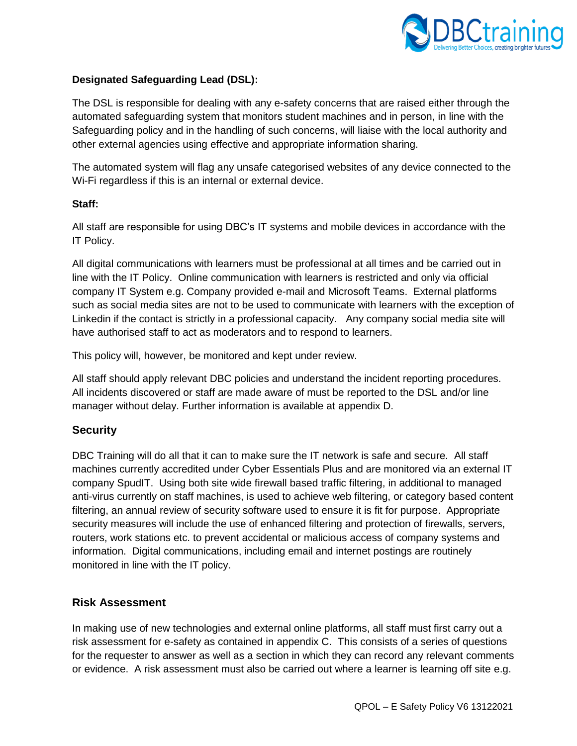**Designated Safeguarding Lead (DSL):**

The DSL is responsible for dealing with any e-safety concerns that are raised either through the automated safeguarding system that monitors student machines and in person, in line with the Safeguarding policy and in the handling of such concerns, will liaise with the local authority and other external agencies using effective and appropriate information sharing.

The automated system will flag any unsafe categorised websites of any device connected to the Wi-Fi regardless if this is an internal or external device.

**Staff:**

All staff are responsible for using DBC's IT systems and mobile devices in accordance with the IT Policy.

All digital communications with learners must be professional at all times and be carried out in line with the IT Policy. Online communication with learners is restricted and only via official company IT System e.g. Company provided e-mail and Microsoft Teams. External platforms such as social media sites are not to be used to communicate with learners with the exception of Linkedin if the contact is strictly in a professional capacity. Any company social media site will have authorised staff to act as moderators and to respond to learners.

This policy will, however, be monitored and kept under review.

All staff should apply relevant DBC policies and understand the incident reporting procedures. All incidents discovered or staff are made aware of must be reported to the DSL and/or line manager without delay. Further information is available at appendix D.

## Security

DBC Training will do all that it can to make sure the IT network is safe and secure. All staff machines currently accredited under Cyber Essentials Plus and are monitored via an external IT company SpudIT. Using both site wide firewall based traffic filtering, in additional to managed anti-virus currently on staff machines, is used to achieve web filtering, or category based content filtering, an annual review of security software used to ensure it is fit for purpose. Appropriate security measures will include the use of enhanced filtering and protection of firewalls, servers, routers, work stations etc. to prevent accidental or malicious access of company systems and information. Digital communications, including email and internet postings are routinely monitored in line with the IT policy.

## Risk Assessment

In making use of new technologies and external online platforms, all staff must first carry out a risk assessment for e-safety as contained in appendix C. This consists of a series of questions for the requester to answer as well as a section in which they can record any relevant comments or evidence. A risk assessment must also be carried out where a learner is learning off site e.g.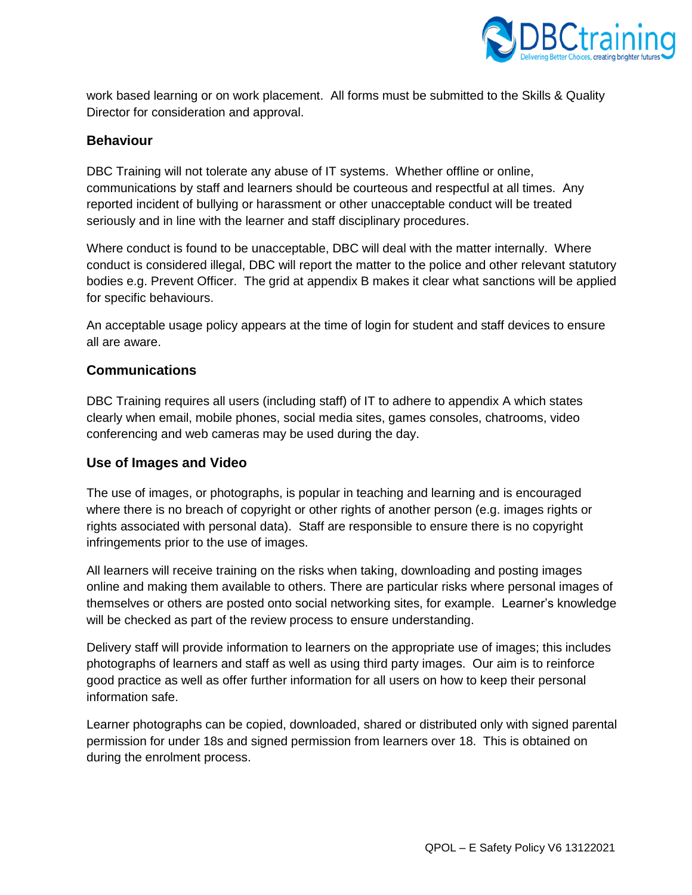work based learning or on work placement. All forms must be submitted to the Skills & Quality Director for consideration and approval.

### Behaviour

DBC Training will not tolerate any abuse of IT systems. Whether offline or online, communications by staff and learners should be courteous and respectful at all times. Any reported incident of bullying or harassment or other unacceptable conduct will be treated seriously and in line with the learner and staff disciplinary procedures.

Where conduct is found to be unacceptable, DBC will deal with the matter internally. Where conduct is considered illegal, DBC will report the matter to the police and other relevant statutory bodies e.g. Prevent Officer. The grid at appendix B makes it clear what sanctions will be applied for specific behaviours.

An acceptable usage policy appears at the time of login for student and staff devices to ensure all are aware.

### Communications

DBC Training requires all users (including staff) of IT to adhere to appendix A which states clearly when email, mobile phones, social media sites, games consoles, chatrooms, video conferencing and web cameras may be used during the day.

### Use of Images and Video

The use of images, or photographs, is popular in teaching and learning and is encouraged where there is no breach of copyright or other rights of another person (e.g. images rights or rights associated with personal data). Staff are responsible to ensure there is no copyright infringements prior to the use of images.

All learners will receive training on the risks when taking, downloading and posting images online and making them available to others. There are particular risks where personal images of themselves or others are posted onto social networking sites, for example. Learner's knowledge will be checked as part of the review process to ensure understanding.

Delivery staff will provide information to learners on the appropriate use of images; this includes photographs of learners and staff as well as using third party images. Our aim is to reinforce good practice as well as offer further information for all users on how to keep their personal information safe.

Learner photographs can be copied, downloaded, shared or distributed only with signed parental permission for under 18s and signed permission from learners over 18. This is obtained on during the enrolment process.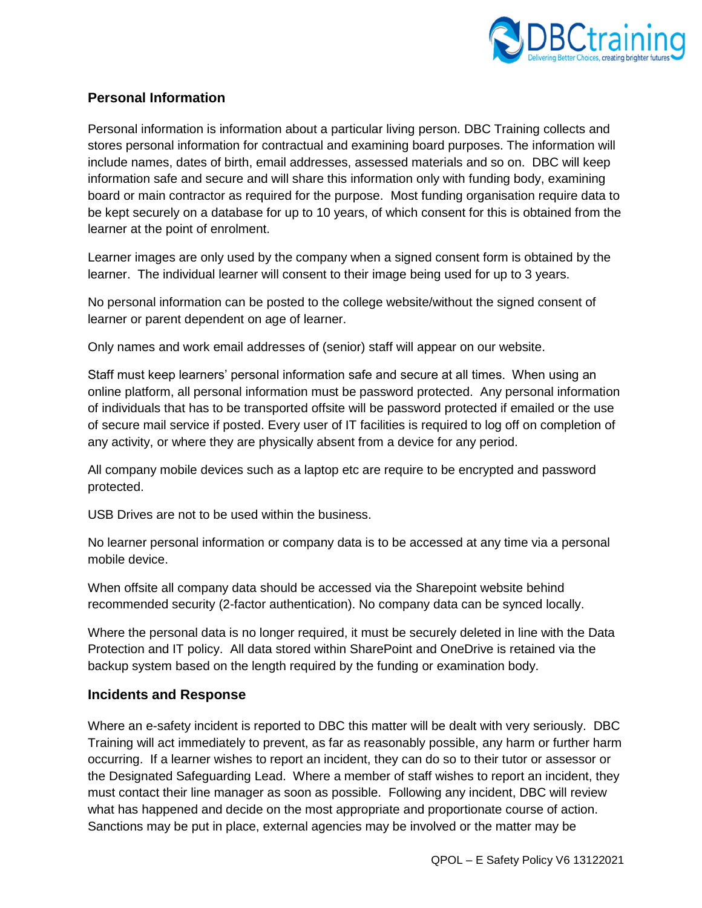## Personal Information

Personal information is information about a particular living person. DBC Training collects and stores personal information for contractual and examining board purposes. The information will include names, dates of birth, email addresses, assessed materials and so on. DBC will keep information safe and secure and will share this information only with funding body, examining board or main contractor as required for the purpose. Most funding organisation require data to be kept securely on a database for up to 10 years, of which consent for this is obtained from the learner at the point of enrolment.

Learner images are only used by the company when a signed consent form is obtained by the learner. The individual learner will consent to their image being used for up to 3 years.

No personal information can be posted to the college website/without the signed consent of learner or parent dependent on age of learner.

Only names and work email addresses of (senior) staff will appear on our website.

Staff must keep learners' personal information safe and secure at all times. When using an online platform, all personal information must be password protected. Any personal information of individuals that has to be transported offsite will be password protected if emailed or the use of secure mail service if posted. Every user of IT facilities is required to log off on completion of any activity, or where they are physically absent from a device for any period.

All company mobile devices such as a laptop etc are require to be encrypted and password protected.

USB Drives are not to be used within the business.

No learner personal information or company data is to be accessed at any time via a personal mobile device.

When offsite all company data should be accessed via the Sharepoint website behind recommended security (2-factor authentication). No company data can be synced locally.

Where the personal data is no longer required, it must be securely deleted in line with the Data Protection and IT policy. All data stored within SharePoint and OneDrive is retained via the backup system based on the length required by the funding or examination body.

## Incidents and Response

Where an e-safety incident is reported to DBC this matter will be dealt with very seriously. DBC Training will act immediately to prevent, as far as reasonably possible, any harm or further harm occurring. If a learner wishes to report an incident, they can do so to their tutor or assessor or the Designated Safeguarding Lead. Where a member of staff wishes to report an incident, they must contact their line manager as soon as possible. Following any incident, DBC will review what has happened and decide on the most appropriate and proportionate course of action. Sanctions may be put in place, external agencies may be involved or the matter may be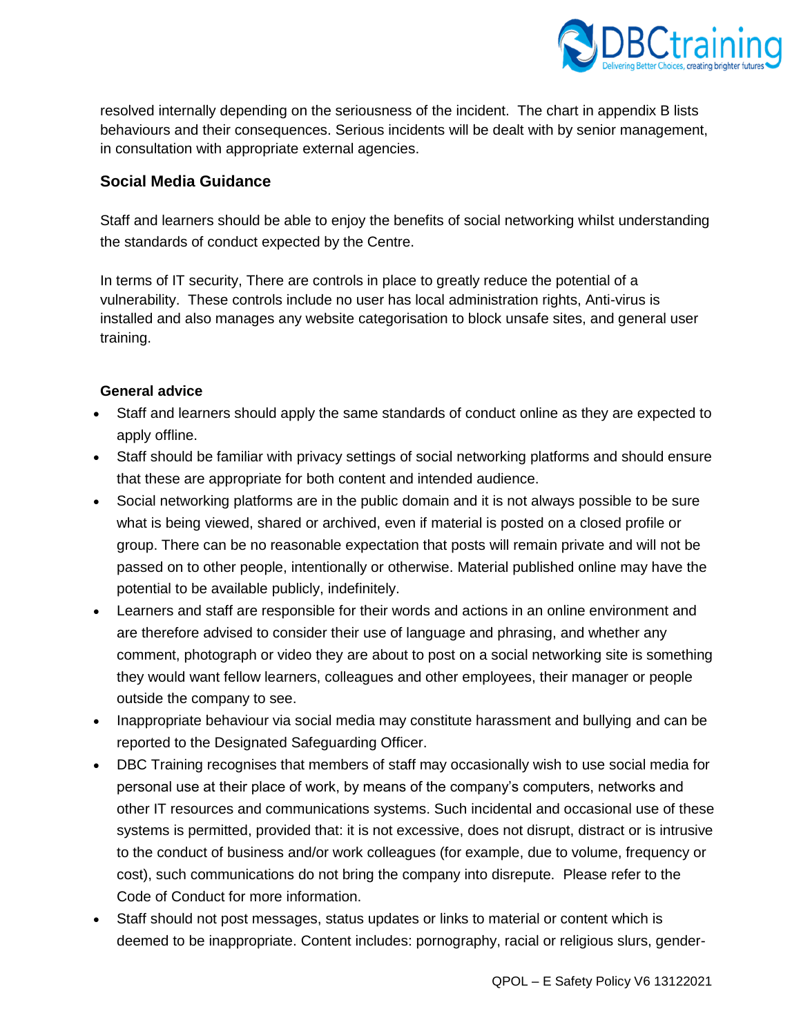resolved internally depending on the seriousness of the incident. The chart in appendix B lists behaviours and their consequences. Serious incidents will be dealt with by senior management, in consultation with appropriate external agencies.

## Social Media Guidance

Staff and learners should be able to enjoy the benefits of social networking whilst understanding the standards of conduct expected by the Centre.

In terms of IT security, There are controls in place to greatly reduce the potential of a vulnerability. These controls include no user has local administration rights, Anti-virus is installed and also manages any website categorisation to block unsafe sites, and general user training.

### General advice

- Staff and learners should apply the same standards of conduct online as they are expected to apply offline.
- Staff should be familiar with privacy settings of social networking platforms and should ensure that these are appropriate for both content and intended audience.
- Social networking platforms are in the public domain and it is not always possible to be sure what is being viewed, shared or archived, even if material is posted on a closed profile or group. There can be no reasonable expectation that posts will remain private and will not be passed on to other people, intentionally or otherwise. Material published online may have the potential to be available publicly, indefinitely.
- Learners and staff are responsible for their words and actions in an online environment and are therefore advised to consider their use of language and phrasing, and whether any comment, photograph or video they are about to post on a social networking site is something they would want fellow learners, colleagues and other employees, their manager or people outside the company to see.
- Inappropriate behaviour via social media may constitute harassment and bullying and can be reported to the Designated Safeguarding Officer.
- DBC Training recognises that members of staff may occasionally wish to use social media for personal use at their place of work, by means of the company's computers, networks and other IT resources and communications systems. Such incidental and occasional use of these systems is permitted, provided that: it is not excessive, does not disrupt, distract or is intrusive to the conduct of business and/or work colleagues (for example, due to volume, frequency or cost), such communications do not bring the company into disrepute. Please refer to the Code of Conduct for more information.
- Staff should not post messages, status updates or links to material or content which is deemed to be inappropriate. Content includes: pornography, racial or religious slurs, gender-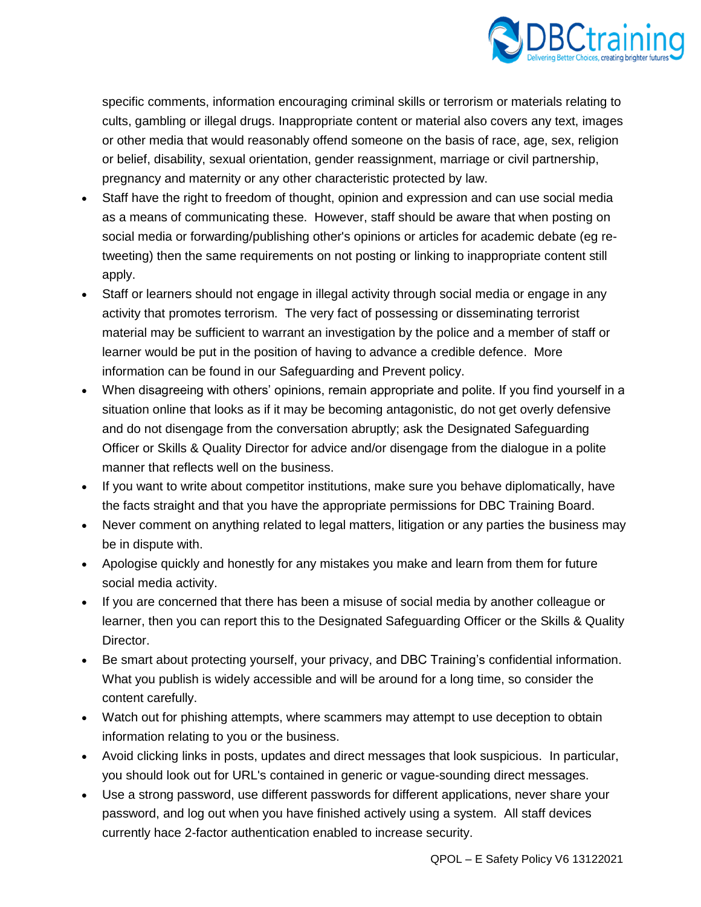specific comments, information encouraging criminal skills or terrorism or materials relating to cults, gambling or illegal drugs. Inappropriate content or material also covers any text, images or other media that would reasonably offend someone on the basis of race, age, sex, religion or belief, disability, sexual orientation, gender reassignment, marriage or civil partnership, pregnancy and maternity or any other characteristic protected by law.

- Staff have the right to freedom of thought, opinion and expression and can use social media as a means of communicating these. However, staff should be aware that when posting on social media or forwarding/publishing other's opinions or articles for academic debate (eg re-tweeting) then the same requirements on not posting or linking to inappropriate content still apply.
- Staff or learners should not engage in illegal activity through social media or engage in any activity that promotes terrorism. The very fact of possessing or disseminating terrorist material may be sufficient to warrant an investigation by the police and a member of staff or learner would be put in the position of having to advance a credible defence. More information can be found in our Safeguarding and Prevent policy.
- When disagreeing with others' opinions, remain appropriate and polite. If you find yourself in a situation online that looks as if it may be becoming antagonistic, do not get overly defensive and do not disengage from the conversation abruptly; ask the Designated Safeguarding Officer or Skills & Quality Director for advice and/or disengage from the dialogue in a polite manner that reflects well on the business.
- If you want to write about competitor institutions, make sure you behave diplomatically, have the facts straight and that you have the appropriate permissions for DBC Training Board.
- Never comment on anything related to legal matters, litigation or any parties the business may be in dispute with.
- Apologise quickly and honestly for any mistakes you make and learn from them for future social media activity.
- If you are concerned that there has been a misuse of social media by another colleague or learner, then you can report this to the Designated Safeguarding Officer or the Skills & Quality Director.
- Be smart about protecting yourself, your privacy, and DBC Training's confidential information. What you publish is widely accessible and will be around for a long time, so consider the content carefully.
- Watch out for phishing attempts, where scammers may attempt to use deception to obtain information relating to you or the business.
- Avoid clicking links in posts, updates and direct messages that look suspicious. In particular, you should look out for URL's contained in generic or vague-sounding direct messages.
- Use a strong password, use different passwords for different applications, never share your password, and log out when you have finished actively using a system. All staff devices currently hace 2-factor authentication enabled to increase security.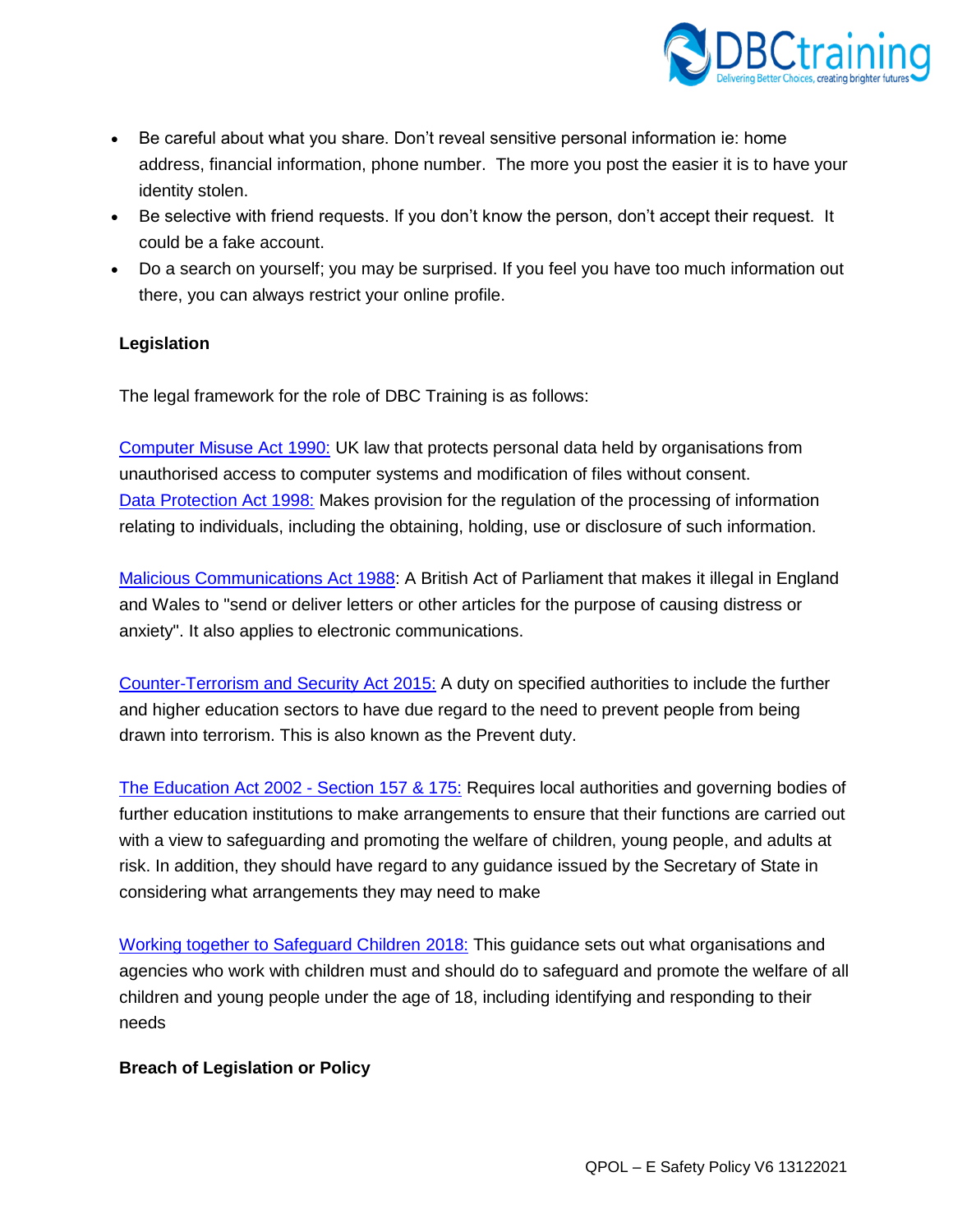- Be careful about what you share. Don't reveal sensitive personal information ie: home address, financial information, phone number. The more you post the easier it is to have your identity stolen.
- Be selective with friend requests. If you don't know the person, don't accept their request. It could be a fake account.
- Do a search on yourself; you may be surprised. If you feel you have too much information out there, you can always restrict your online profile.

**Legislation**

The legal framework for the role of DBC Training is as follows:

Computer Misuse Act 1990: UK law that protects personal data held by organisations from unauthorised access to computer systems and modification of files without consent.
Data Protection Act 1998: Makes provision for the regulation of the processing of information relating to individuals, including the obtaining, holding, use or disclosure of such information.

Malicious Communications Act 1988: A British Act of Parliament that makes it illegal in England and Wales to "send or deliver letters or other articles for the purpose of causing distress or anxiety". It also applies to electronic communications.

Counter-Terrorism and Security Act 2015: A duty on specified authorities to include the further and higher education sectors to have due regard to the need to prevent people from being drawn into terrorism. This is also known as the Prevent duty.

The Education Act 2002 - Section 157 & 175: Requires local authorities and governing bodies of further education institutions to make arrangements to ensure that their functions are carried out with a view to safeguarding and promoting the welfare of children, young people, and adults at risk. In addition, they should have regard to any guidance issued by the Secretary of State in considering what arrangements they may need to make

Working together to Safeguard Children 2018: This guidance sets out what organisations and agencies who work with children must and should do to safeguard and promote the welfare of all children and young people under the age of 18, including identifying and responding to their needs

**Breach of Legislation or Policy**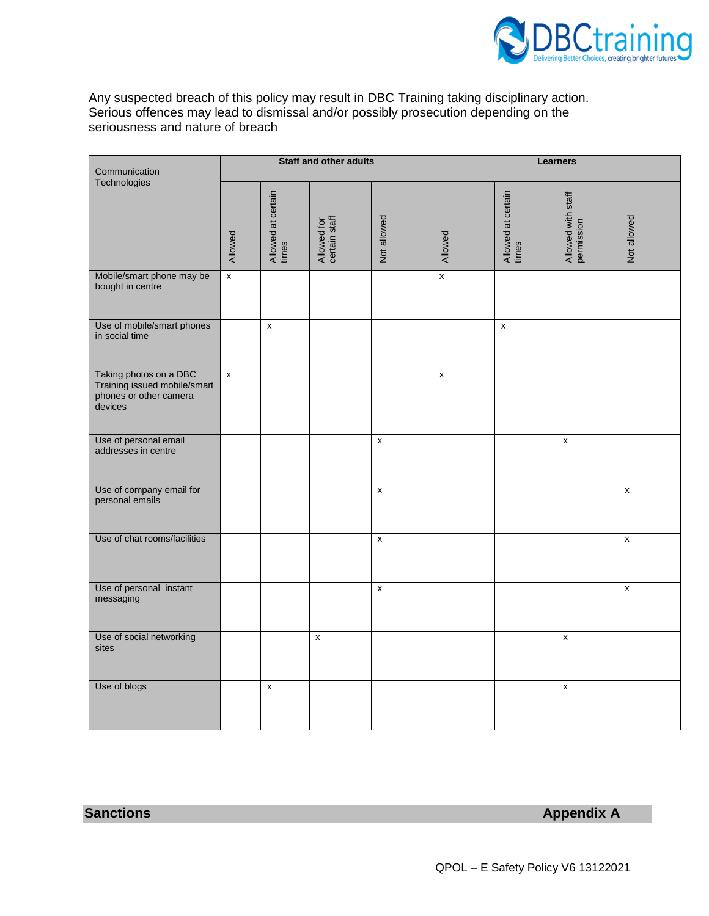Any suspected breach of this policy may result in DBC Training taking disciplinary action. Serious offences may lead to dismissal and/or possibly prosecution depending on the seriousness and nature of breach

| Communication Technologies | Staff and other adults | | | | Learners | | | |
|---|---|---|---|---|---|---|---|---|
| | Allowed | Allowed at certain times | Allowed for certain staff | Not allowed | Allowed | Allowed at certain times | Allowed with staff permission | Not allowed |
| Mobile/smart phone may be bought in centre | x | | | | x | | | |
| Use of mobile/smart phones in social time | | x | | | | x | | |
| Taking photos on a DBC Training issued mobile/smart phones or other camera devices | x | | | | x | | | |
| Use of personal email addresses in centre | | | | x | | | x | |
| Use of company email for personal emails | | | | x | | | | x |
| Use of chat rooms/facilities | | | | x | | | | x |
| Use of personal instant messaging | | | | x | | | | x |
| Use of social networking sites | | | x | | | | x | |
| Use of blogs | | x | | | | | x | |

## Sanctions — Appendix A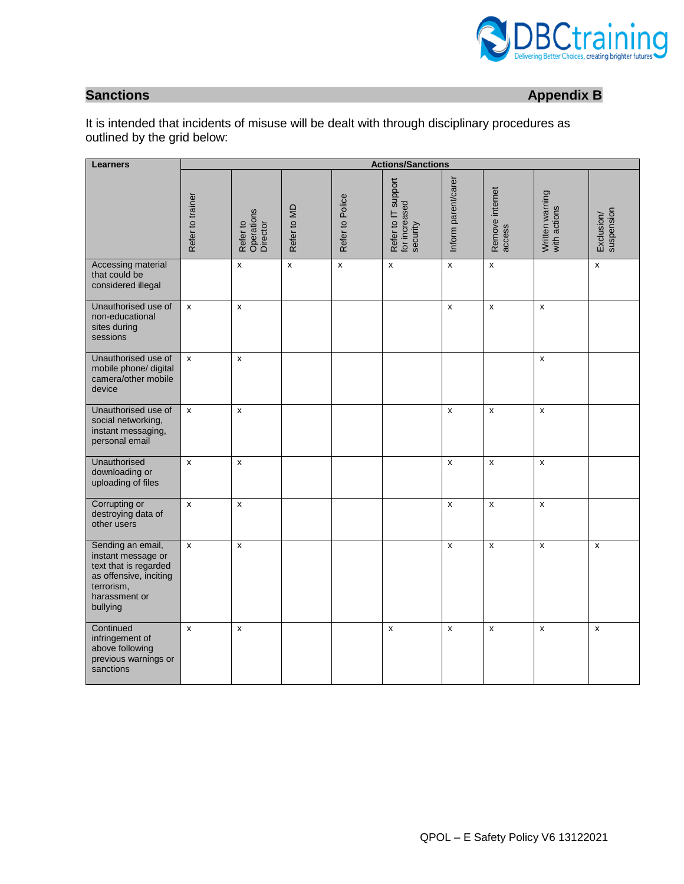## Sanctions **Appendix B**

It is intended that incidents of misuse will be dealt with through disciplinary procedures as outlined by the grid below:

| Learners | Actions/Sanctions | | | | | | | | |
|---|---|---|---|---|---|---|---|---|---|
| | Refer to trainer | Refer to Operations Director | Refer to MD | Refer to Police | Refer to IT support for increased security | Inform parent/carer | Remove internet access | Written warning with actions | Exclusion/ suspension |
| Accessing material that could be considered illegal | | x | x | x | x | x | x | | x |
| Unauthorised use of non-educational sites during sessions | x | x | | | | x | x | x | |
| Unauthorised use of mobile phone/ digital camera/other mobile device | x | x | | | | | | x | |
| Unauthorised use of social networking, instant messaging, personal email | x | x | | | | x | x | x | |
| Unauthorised downloading or uploading of files | x | x | | | | x | x | x | |
| Corrupting or destroying data of other users | x | x | | | | x | x | x | |
| Sending an email, instant message or text that is regarded as offensive, inciting terrorism, harassment or bullying | x | x | | | | x | x | x | x |
| Continued infringement of above following previous warnings or sanctions | x | x | | | x | x | x | x | x |

QPOL – E Safety Policy V6 13122021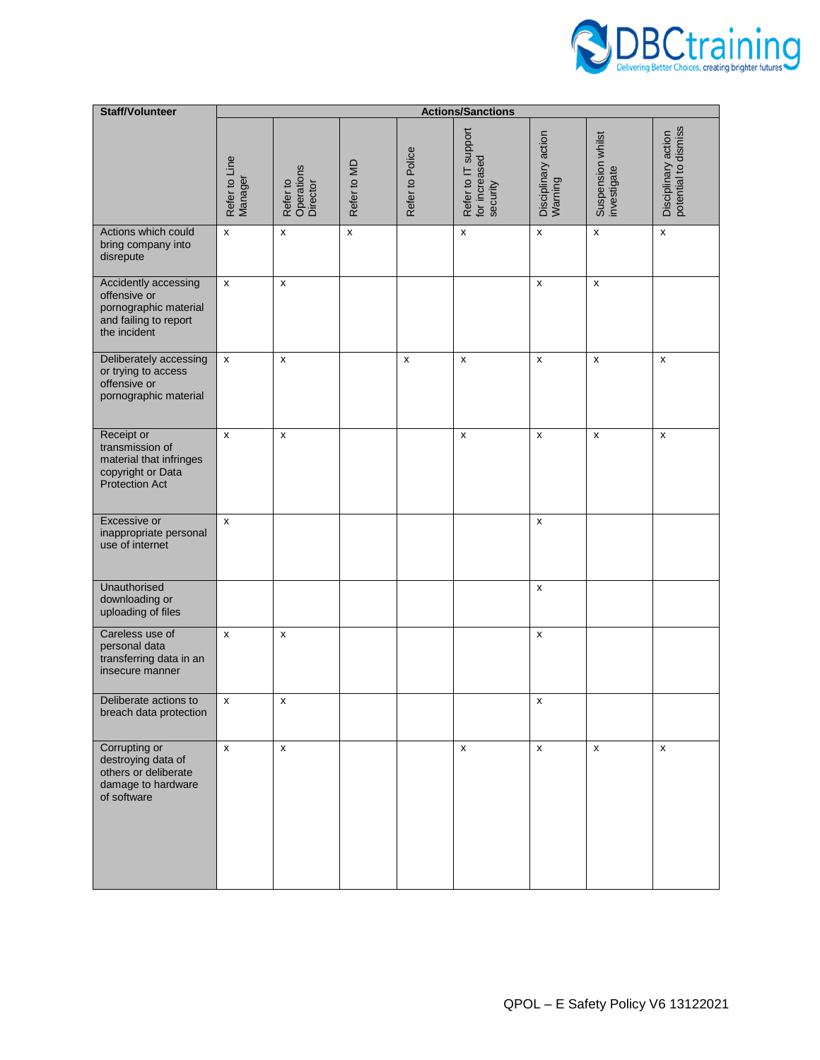| Staff/Volunteer | Actions/Sanctions | | | | | | | |
|---|---|---|---|---|---|---|---|---|
| | Refer to Line Manager | Refer to Operations Director | Refer to MD | Refer to Police | Refer to IT support for increased security | Disciplinary action Warning | Suspension whilst investigate | Disciplinary action potential to dismiss |
| Actions which could bring company into disrepute | x | x | x | | x | x | x | x |
| Accidently accessing offensive or pornographic material and failing to report the incident | x | x | | | | x | x | |
| Deliberately accessing or trying to access offensive or pornographic material | x | x | | x | x | x | x | x |
| Receipt or transmission of material that infringes copyright or Data Protection Act | x | x | | | x | x | x | x |
| Excessive or inappropriate personal use of internet | x | | | | | x | | |
| Unauthorised downloading or uploading of files | | | | | | x | | |
| Careless use of personal data transferring data in an insecure manner | x | x | | | | x | | |
| Deliberate actions to breach data protection | x | x | | | | x | | |
| Corrupting or destroying data of others or deliberate damage to hardware of software | x | x | | | x | x | x | x |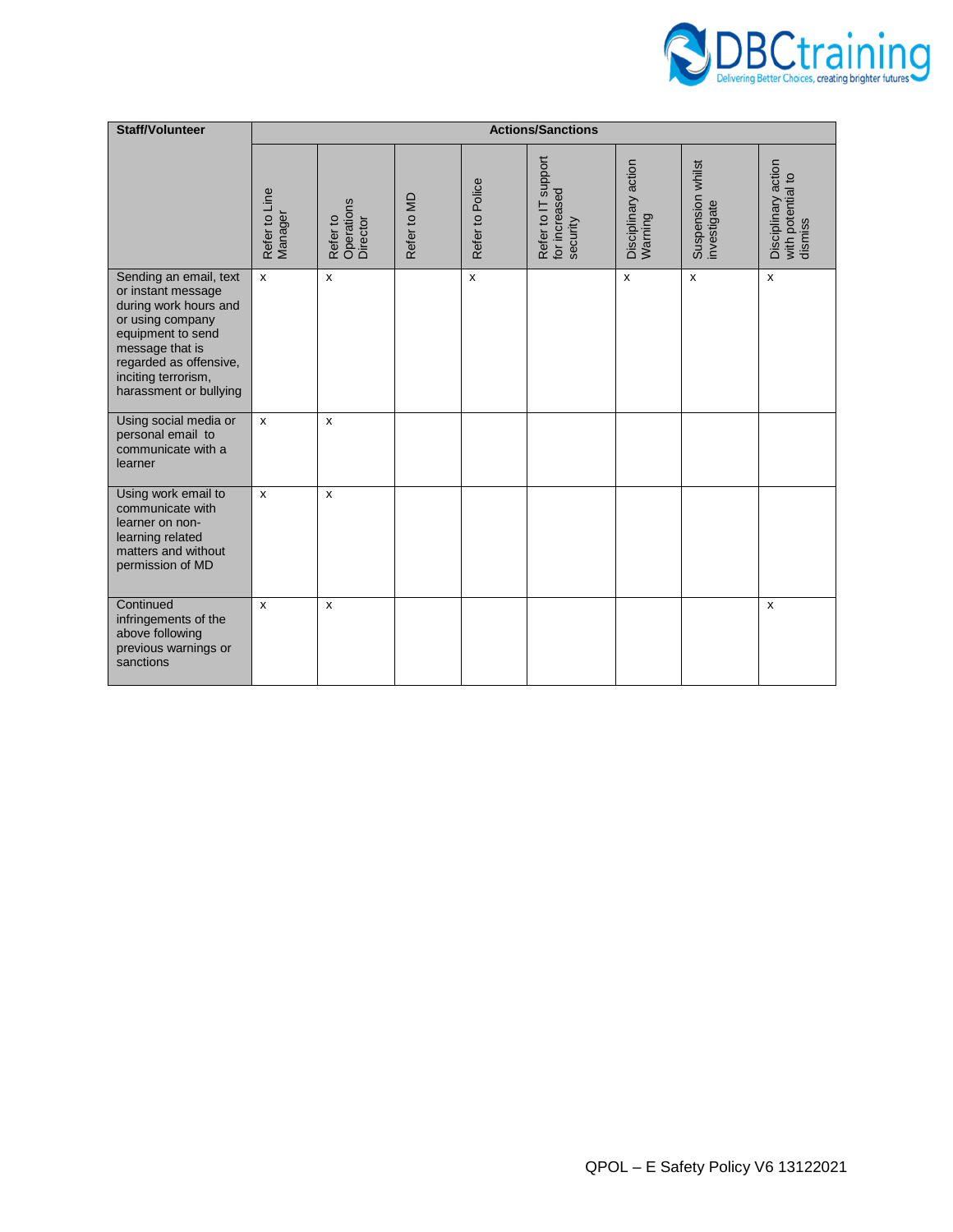| Staff/Volunteer | Actions/Sanctions | | | | | | | |
|---|---|---|---|---|---|---|---|---|
| | Refer to Line Manager | Refer to Operations Director | Refer to MD | Refer to Police | Refer to IT support for increased security | Disciplinary action Warning | Suspension whilst investigate | Disciplinary action with potential to dismiss |
| Sending an email, text or instant message during work hours and or using company equipment to send message that is regarded as offensive, inciting terrorism, harassment or bullying | x | x | | x | | x | x | x |
| Using social media or personal email to communicate with a learner | x | x | | | | | | |
| Using work email to communicate with learner on non-learning related matters and without permission of MD | x | x | | | | | | |
| Continued infringements of the above following previous warnings or sanctions | x | x | | | | | | x |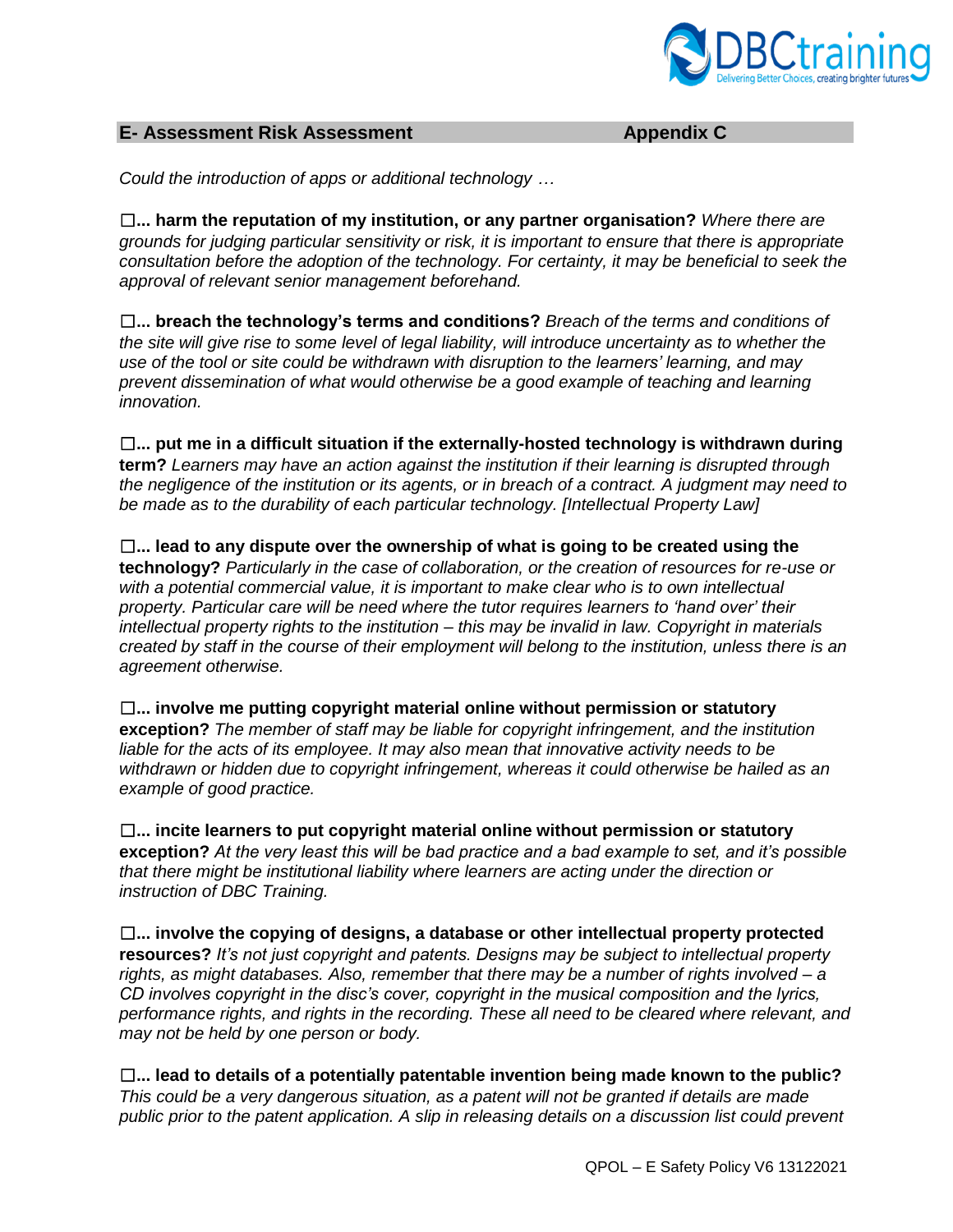## E- Assessment Risk Assessment — Appendix C

*Could the introduction of apps or additional technology …*

☐**... harm the reputation of my institution, or any partner organisation?** *Where there are grounds for judging particular sensitivity or risk, it is important to ensure that there is appropriate consultation before the adoption of the technology. For certainty, it may be beneficial to seek the approval of relevant senior management beforehand.*

☐**... breach the technology's terms and conditions?** *Breach of the terms and conditions of the site will give rise to some level of legal liability, will introduce uncertainty as to whether the use of the tool or site could be withdrawn with disruption to the learners' learning, and may prevent dissemination of what would otherwise be a good example of teaching and learning innovation.*

☐**... put me in a difficult situation if the externally-hosted technology is withdrawn during term?** *Learners may have an action against the institution if their learning is disrupted through the negligence of the institution or its agents, or in breach of a contract. A judgment may need to be made as to the durability of each particular technology. [Intellectual Property Law]*

☐**... lead to any dispute over the ownership of what is going to be created using the technology?** *Particularly in the case of collaboration, or the creation of resources for re-use or with a potential commercial value, it is important to make clear who is to own intellectual property. Particular care will be need where the tutor requires learners to 'hand over' their intellectual property rights to the institution – this may be invalid in law. Copyright in materials created by staff in the course of their employment will belong to the institution, unless there is an agreement otherwise.*

☐**... involve me putting copyright material online without permission or statutory exception?** *The member of staff may be liable for copyright infringement, and the institution liable for the acts of its employee. It may also mean that innovative activity needs to be withdrawn or hidden due to copyright infringement, whereas it could otherwise be hailed as an example of good practice.*

☐**... incite learners to put copyright material online without permission or statutory exception?** *At the very least this will be bad practice and a bad example to set, and it's possible that there might be institutional liability where learners are acting under the direction or instruction of DBC Training.*

☐**... involve the copying of designs, a database or other intellectual property protected resources?** *It's not just copyright and patents. Designs may be subject to intellectual property rights, as might databases. Also, remember that there may be a number of rights involved – a CD involves copyright in the disc's cover, copyright in the musical composition and the lyrics, performance rights, and rights in the recording. These all need to be cleared where relevant, and may not be held by one person or body.*

☐**... lead to details of a potentially patentable invention being made known to the public?** *This could be a very dangerous situation, as a patent will not be granted if details are made public prior to the patent application. A slip in releasing details on a discussion list could prevent*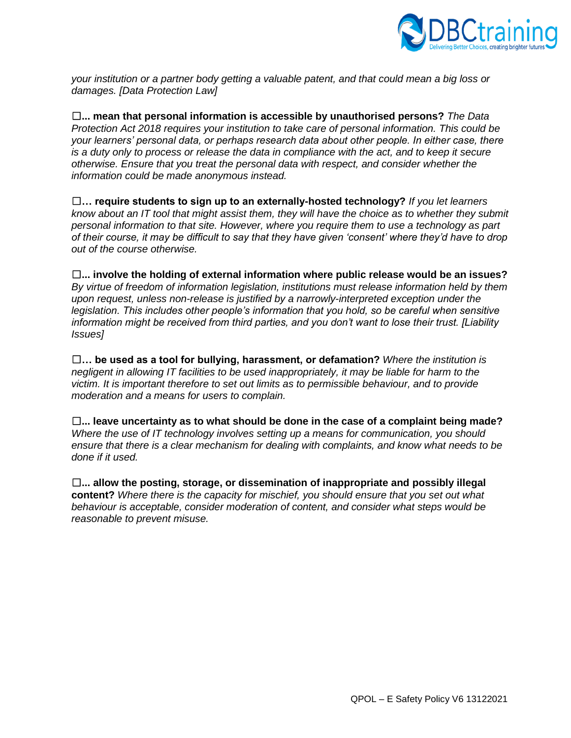*your institution or a partner body getting a valuable patent, and that could mean a big loss or damages. [Data Protection Law]*

☐**... mean that personal information is accessible by unauthorised persons?** *The Data Protection Act 2018 requires your institution to take care of personal information. This could be your learners' personal data, or perhaps research data about other people. In either case, there is a duty only to process or release the data in compliance with the act, and to keep it secure otherwise. Ensure that you treat the personal data with respect, and consider whether the information could be made anonymous instead.*

☐**… require students to sign up to an externally-hosted technology?** *If you let learners know about an IT tool that might assist them, they will have the choice as to whether they submit personal information to that site. However, where you require them to use a technology as part of their course, it may be difficult to say that they have given 'consent' where they'd have to drop out of the course otherwise.*

☐**... involve the holding of external information where public release would be an issues?** *By virtue of freedom of information legislation, institutions must release information held by them upon request, unless non-release is justified by a narrowly-interpreted exception under the legislation. This includes other people's information that you hold, so be careful when sensitive information might be received from third parties, and you don't want to lose their trust. [Liability Issues]*

☐**… be used as a tool for bullying, harassment, or defamation?** *Where the institution is negligent in allowing IT facilities to be used inappropriately, it may be liable for harm to the victim. It is important therefore to set out limits as to permissible behaviour, and to provide moderation and a means for users to complain.*

☐**... leave uncertainty as to what should be done in the case of a complaint being made?** *Where the use of IT technology involves setting up a means for communication, you should ensure that there is a clear mechanism for dealing with complaints, and know what needs to be done if it used.*

☐**... allow the posting, storage, or dissemination of inappropriate and possibly illegal content?** *Where there is the capacity for mischief, you should ensure that you set out what behaviour is acceptable, consider moderation of content, and consider what steps would be reasonable to prevent misuse.*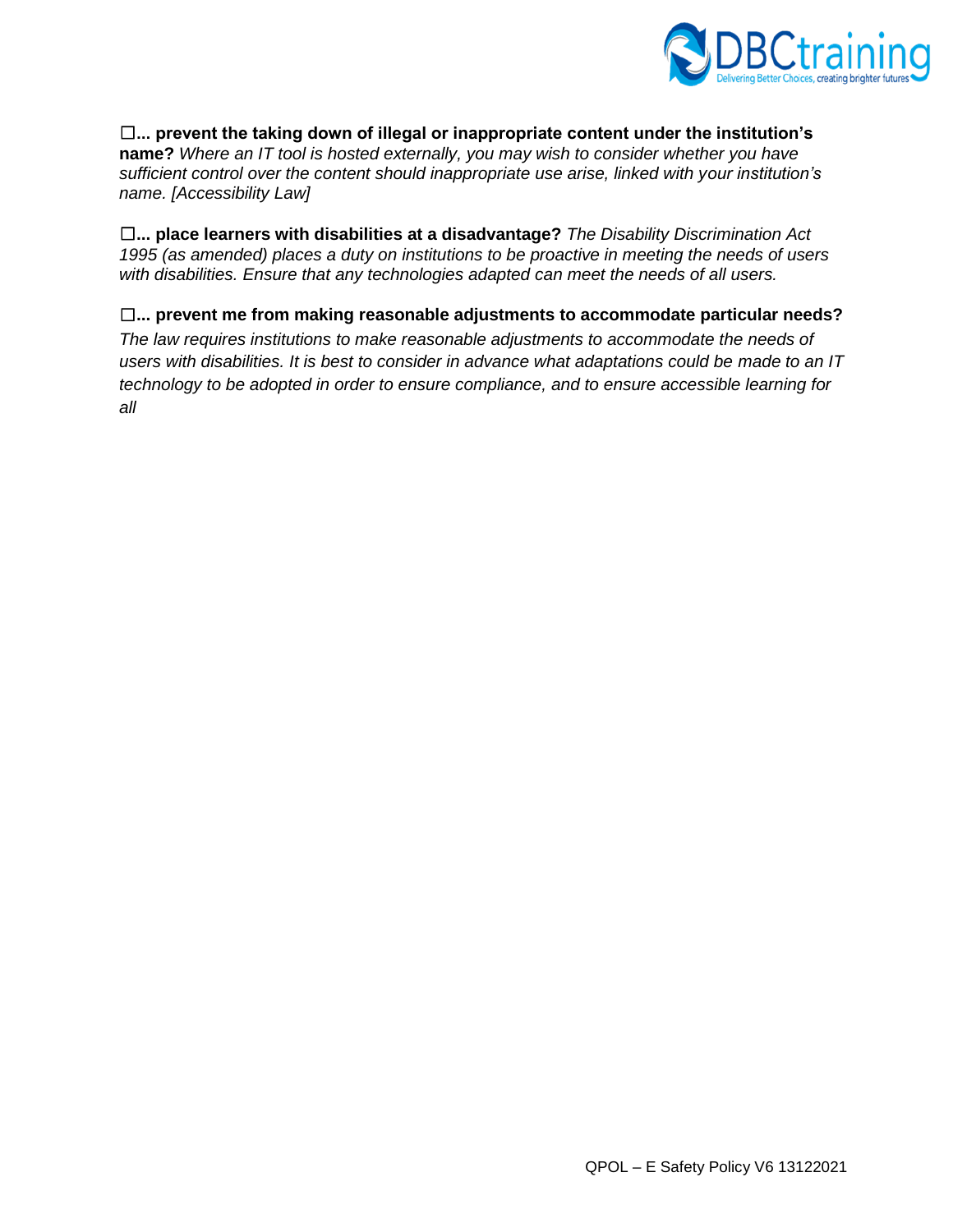☐**... prevent the taking down of illegal or inappropriate content under the institution's name?** *Where an IT tool is hosted externally, you may wish to consider whether you have sufficient control over the content should inappropriate use arise, linked with your institution's name. [Accessibility Law]*

☐**... place learners with disabilities at a disadvantage?** *The Disability Discrimination Act 1995 (as amended) places a duty on institutions to be proactive in meeting the needs of users with disabilities. Ensure that any technologies adapted can meet the needs of all users.*

☐**... prevent me from making reasonable adjustments to accommodate particular needs?** *The law requires institutions to make reasonable adjustments to accommodate the needs of users with disabilities. It is best to consider in advance what adaptations could be made to an IT technology to be adopted in order to ensure compliance, and to ensure accessible learning for all*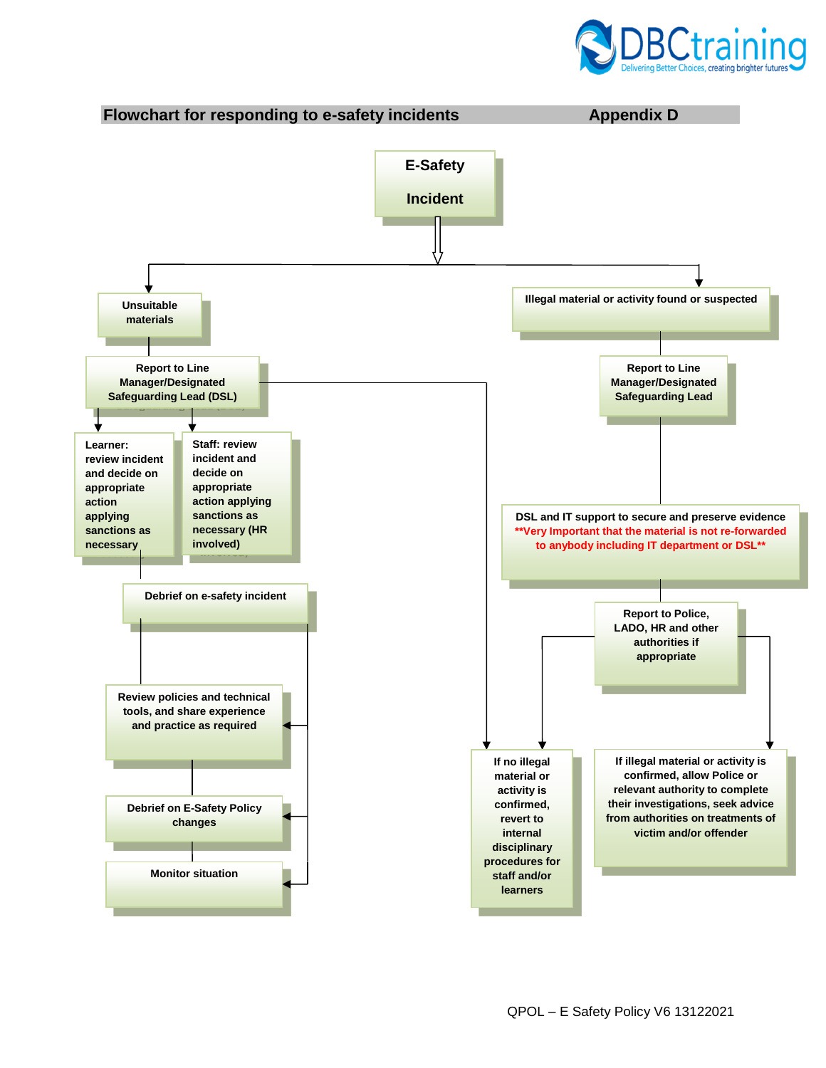## Flowchart for responding to e-safety incidents — Appendix D

E-Safety Incident

Unsuitable materials

Report to Line Manager/Designated Safeguarding Lead (DSL)

Learner: review incident and decide on appropriate action applying sanctions as necessary

Staff: review incident and decide on appropriate action applying sanctions as necessary (HR involved)

Debrief on e-safety incident

Review policies and technical tools, and share experience and practice as required

Debrief on E-Safety Policy changes

Monitor situation

Illegal material or activity found or suspected

Report to Line Manager/Designated Safeguarding Lead

DSL and IT support to secure and preserve evidence
**Very Important that the material is not re-forwarded to anybody including IT department or DSL**

Report to Police, LADO, HR and other authorities if appropriate

If no illegal material or activity is confirmed, revert to internal disciplinary procedures for staff and/or learners

If illegal material or activity is confirmed, allow Police or relevant authority to complete their investigations, seek advice from authorities on treatments of victim and/or offender

QPOL – E Safety Policy V6 13122021